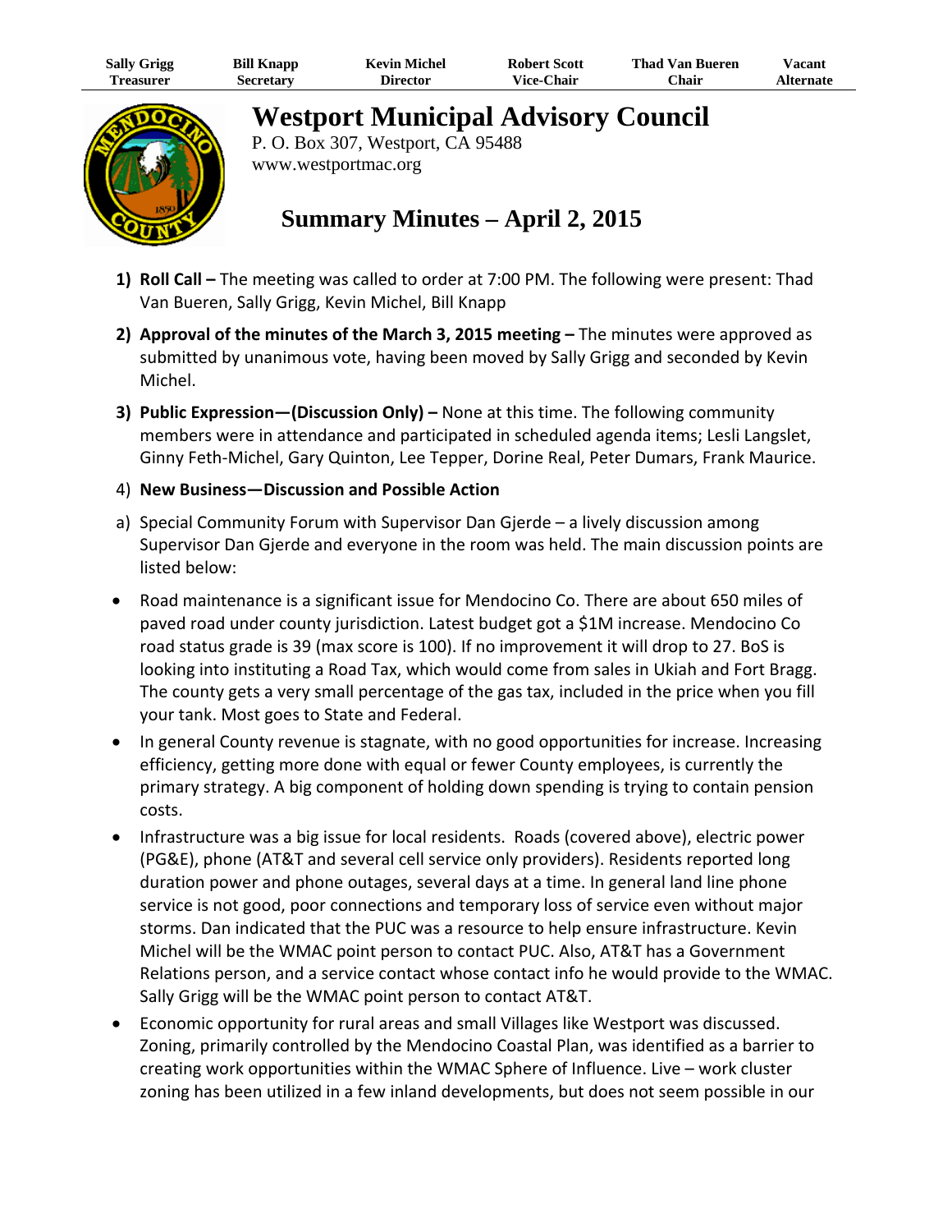| Sally Grigg | Bill Knapp | Kevin Michel | Robert Scott | Thad Van Bueren | Vacant |
|---|---|---|---|---|---|
| Treasurer | Secretary | Director | Vice-Chair | Chair | Alternate |

# Westport Municipal Advisory Council

P. O. Box 307, Westport, CA 95488
www.westportmac.org

## Summary Minutes – April 2, 2015

1) **Roll Call –** The meeting was called to order at 7:00 PM. The following were present: Thad Van Bueren, Sally Grigg, Kevin Michel, Bill Knapp

2) **Approval of the minutes of the March 3, 2015 meeting –** The minutes were approved as submitted by unanimous vote, having been moved by Sally Grigg and seconded by Kevin Michel.

3) **Public Expression—(Discussion Only) –** None at this time. The following community members were in attendance and participated in scheduled agenda items; Lesli Langslet, Ginny Feth-Michel, Gary Quinton, Lee Tepper, Dorine Real, Peter Dumars, Frank Maurice.

4) **New Business—Discussion and Possible Action**

a) Special Community Forum with Supervisor Dan Gjerde – a lively discussion among Supervisor Dan Gjerde and everyone in the room was held. The main discussion points are listed below:

- Road maintenance is a significant issue for Mendocino Co. There are about 650 miles of paved road under county jurisdiction. Latest budget got a $1M increase. Mendocino Co road status grade is 39 (max score is 100). If no improvement it will drop to 27. BoS is looking into instituting a Road Tax, which would come from sales in Ukiah and Fort Bragg. The county gets a very small percentage of the gas tax, included in the price when you fill your tank. Most goes to State and Federal.
- In general County revenue is stagnate, with no good opportunities for increase. Increasing efficiency, getting more done with equal or fewer County employees, is currently the primary strategy. A big component of holding down spending is trying to contain pension costs.
- Infrastructure was a big issue for local residents. Roads (covered above), electric power (PG&E), phone (AT&T and several cell service only providers). Residents reported long duration power and phone outages, several days at a time. In general land line phone service is not good, poor connections and temporary loss of service even without major storms. Dan indicated that the PUC was a resource to help ensure infrastructure. Kevin Michel will be the WMAC point person to contact PUC. Also, AT&T has a Government Relations person, and a service contact whose contact info he would provide to the WMAC. Sally Grigg will be the WMAC point person to contact AT&T.
- Economic opportunity for rural areas and small Villages like Westport was discussed. Zoning, primarily controlled by the Mendocino Coastal Plan, was identified as a barrier to creating work opportunities within the WMAC Sphere of Influence. Live – work cluster zoning has been utilized in a few inland developments, but does not seem possible in our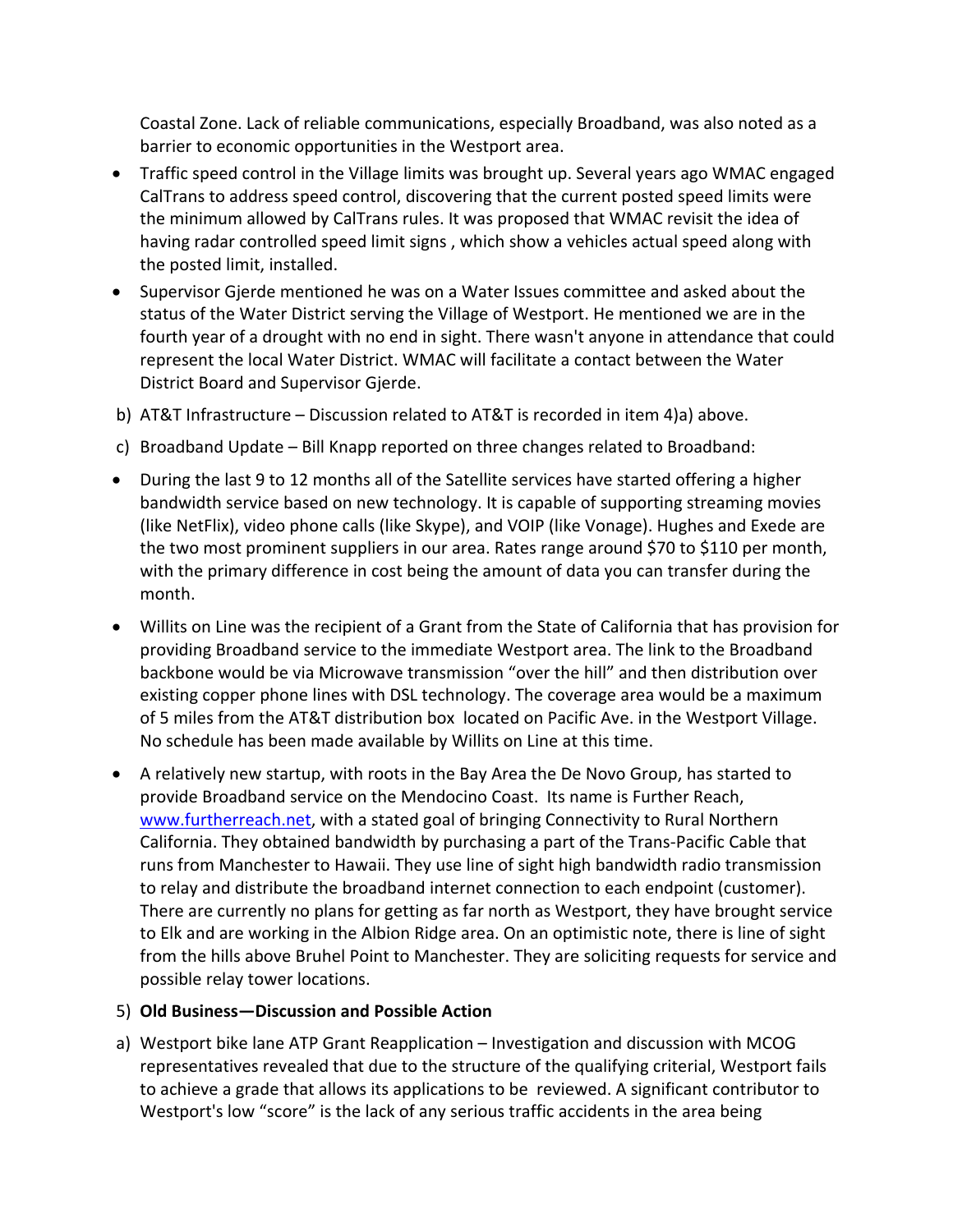Coastal Zone. Lack of reliable communications, especially Broadband, was also noted as a barrier to economic opportunities in the Westport area.

- Traffic speed control in the Village limits was brought up. Several years ago WMAC engaged CalTrans to address speed control, discovering that the current posted speed limits were the minimum allowed by CalTrans rules. It was proposed that WMAC revisit the idea of having radar controlled speed limit signs , which show a vehicles actual speed along with the posted limit, installed.
- Supervisor Gjerde mentioned he was on a Water Issues committee and asked about the status of the Water District serving the Village of Westport. He mentioned we are in the fourth year of a drought with no end in sight. There wasn't anyone in attendance that could represent the local Water District. WMAC will facilitate a contact between the Water District Board and Supervisor Gjerde.

b) AT&T Infrastructure – Discussion related to AT&T is recorded in item 4)a) above.

c) Broadband Update – Bill Knapp reported on three changes related to Broadband:

- During the last 9 to 12 months all of the Satellite services have started offering a higher bandwidth service based on new technology. It is capable of supporting streaming movies (like NetFlix), video phone calls (like Skype), and VOIP (like Vonage). Hughes and Exede are the two most prominent suppliers in our area. Rates range around $70 to $110 per month, with the primary difference in cost being the amount of data you can transfer during the month.
- Willits on Line was the recipient of a Grant from the State of California that has provision for providing Broadband service to the immediate Westport area. The link to the Broadband backbone would be via Microwave transmission "over the hill" and then distribution over existing copper phone lines with DSL technology. The coverage area would be a maximum of 5 miles from the AT&T distribution box located on Pacific Ave. in the Westport Village. No schedule has been made available by Willits on Line at this time.
- A relatively new startup, with roots in the Bay Area the De Novo Group, has started to provide Broadband service on the Mendocino Coast. Its name is Further Reach, www.furtherreach.net, with a stated goal of bringing Connectivity to Rural Northern California. They obtained bandwidth by purchasing a part of the Trans-Pacific Cable that runs from Manchester to Hawaii. They use line of sight high bandwidth radio transmission to relay and distribute the broadband internet connection to each endpoint (customer). There are currently no plans for getting as far north as Westport, they have brought service to Elk and are working in the Albion Ridge area. On an optimistic note, there is line of sight from the hills above Bruhel Point to Manchester. They are soliciting requests for service and possible relay tower locations.

5) **Old Business—Discussion and Possible Action**

a) Westport bike lane ATP Grant Reapplication – Investigation and discussion with MCOG representatives revealed that due to the structure of the qualifying criterial, Westport fails to achieve a grade that allows its applications to be reviewed. A significant contributor to Westport's low "score" is the lack of any serious traffic accidents in the area being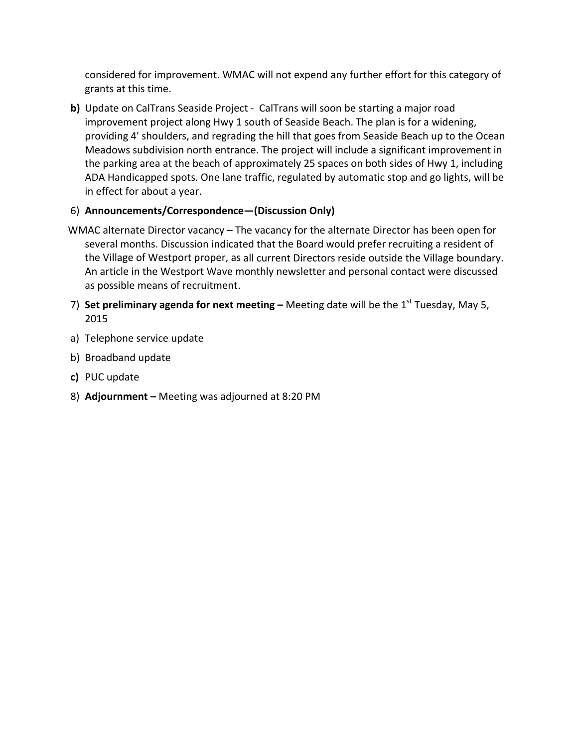considered for improvement. WMAC will not expend any further effort for this category of grants at this time.

**b)** Update on CalTrans Seaside Project - CalTrans will soon be starting a major road improvement project along Hwy 1 south of Seaside Beach. The plan is for a widening, providing 4' shoulders, and regrading the hill that goes from Seaside Beach up to the Ocean Meadows subdivision north entrance. The project will include a significant improvement in the parking area at the beach of approximately 25 spaces on both sides of Hwy 1, including ADA Handicapped spots. One lane traffic, regulated by automatic stop and go lights, will be in effect for about a year.

6) **Announcements/Correspondence—(Discussion Only)**

WMAC alternate Director vacancy – The vacancy for the alternate Director has been open for several months. Discussion indicated that the Board would prefer recruiting a resident of the Village of Westport proper, as all current Directors reside outside the Village boundary. An article in the Westport Wave monthly newsletter and personal contact were discussed as possible means of recruitment.

7) **Set preliminary agenda for next meeting –** Meeting date will be the 1st Tuesday, May 5, 2015

a) Telephone service update

b) Broadband update

**c)** PUC update

8) **Adjournment –** Meeting was adjourned at 8:20 PM